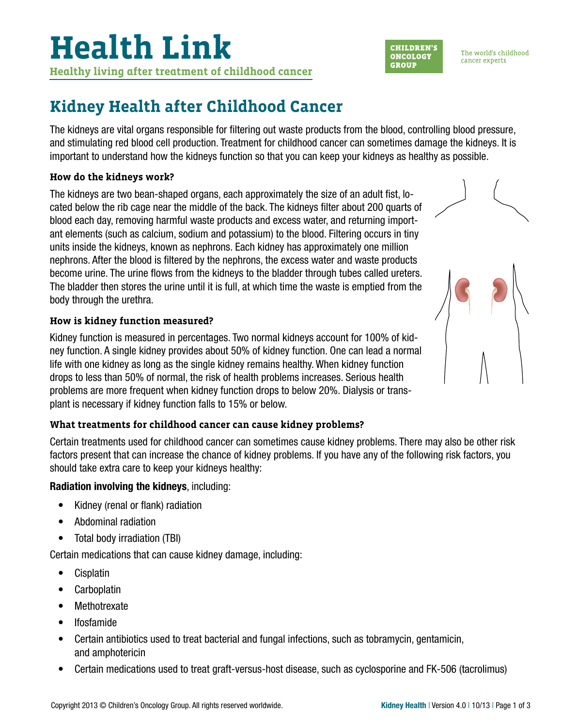# Health Link

**Healthy living after treatment of childhood cancer**

CHILDREN'S ONCOLOGY GROUP

The world's childhood cancer experts

## Kidney Health after Childhood Cancer

The kidneys are vital organs responsible for filtering out waste products from the blood, controlling blood pressure, and stimulating red blood cell production. Treatment for childhood cancer can sometimes damage the kidneys. It is important to understand how the kidneys function so that you can keep your kidneys as healthy as possible.

### How do the kidneys work?

The kidneys are two bean-shaped organs, each approximately the size of an adult fist, located below the rib cage near the middle of the back. The kidneys filter about 200 quarts of blood each day, removing harmful waste products and excess water, and returning important elements (such as calcium, sodium and potassium) to the blood. Filtering occurs in tiny units inside the kidneys, known as nephrons. Each kidney has approximately one million nephrons. After the blood is filtered by the nephrons, the excess water and waste products become urine. The urine flows from the kidneys to the bladder through tubes called ureters. The bladder then stores the urine until it is full, at which time the waste is emptied from the body through the urethra.

### How is kidney function measured?

Kidney function is measured in percentages. Two normal kidneys account for 100% of kidney function. A single kidney provides about 50% of kidney function. One can lead a normal life with one kidney as long as the single kidney remains healthy. When kidney function drops to less than 50% of normal, the risk of health problems increases. Serious health problems are more frequent when kidney function drops to below 20%. Dialysis or transplant is necessary if kidney function falls to 15% or below.

### What treatments for childhood cancer can cause kidney problems?

Certain treatments used for childhood cancer can sometimes cause kidney problems. There may also be other risk factors present that can increase the chance of kidney problems. If you have any of the following risk factors, you should take extra care to keep your kidneys healthy:

**Radiation involving the kidneys**, including:

- Kidney (renal or flank) radiation
- Abdominal radiation
- Total body irradiation (TBI)

Certain medications that can cause kidney damage, including:

- Cisplatin
- Carboplatin
- Methotrexate
- Ifosfamide
- Certain antibiotics used to treat bacterial and fungal infections, such as tobramycin, gentamicin, and amphotericin
- Certain medications used to treat graft-versus-host disease, such as cyclosporine and FK-506 (tacrolimus)

Copyright 2013 © Children's Oncology Group. All rights reserved worldwide.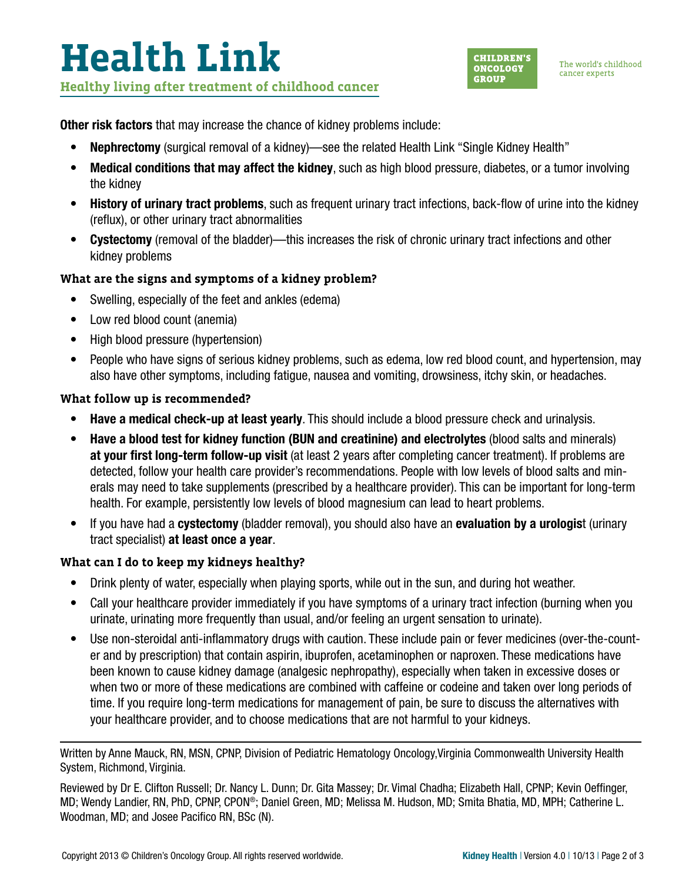**Other risk factors** that may increase the chance of kidney problems include:

- **Nephrectomy** (surgical removal of a kidney)—see the related Health Link "Single Kidney Health"
- **Medical conditions that may affect the kidney**, such as high blood pressure, diabetes, or a tumor involving the kidney
- **History of urinary tract problems**, such as frequent urinary tract infections, back-flow of urine into the kidney (reflux), or other urinary tract abnormalities
- **Cystectomy** (removal of the bladder)—this increases the risk of chronic urinary tract infections and other kidney problems

### What are the signs and symptoms of a kidney problem?

- Swelling, especially of the feet and ankles (edema)
- Low red blood count (anemia)
- High blood pressure (hypertension)
- People who have signs of serious kidney problems, such as edema, low red blood count, and hypertension, may also have other symptoms, including fatigue, nausea and vomiting, drowsiness, itchy skin, or headaches.

### What follow up is recommended?

- **Have a medical check-up at least yearly**. This should include a blood pressure check and urinalysis.
- **Have a blood test for kidney function (BUN and creatinine) and electrolytes** (blood salts and minerals) **at your first long-term follow-up visit** (at least 2 years after completing cancer treatment). If problems are detected, follow your health care provider's recommendations. People with low levels of blood salts and minerals may need to take supplements (prescribed by a healthcare provider). This can be important for long-term health. For example, persistently low levels of blood magnesium can lead to heart problems.
- If you have had a **cystectomy** (bladder removal), you should also have an **evaluation by a urologist** (urinary tract specialist) **at least once a year**.

### What can I do to keep my kidneys healthy?

- Drink plenty of water, especially when playing sports, while out in the sun, and during hot weather.
- Call your healthcare provider immediately if you have symptoms of a urinary tract infection (burning when you urinate, urinating more frequently than usual, and/or feeling an urgent sensation to urinate).
- Use non-steroidal anti-inflammatory drugs with caution. These include pain or fever medicines (over-the-counter and by prescription) that contain aspirin, ibuprofen, acetaminophen or naproxen. These medications have been known to cause kidney damage (analgesic nephropathy), especially when taken in excessive doses or when two or more of these medications are combined with caffeine or codeine and taken over long periods of time. If you require long-term medications for management of pain, be sure to discuss the alternatives with your healthcare provider, and to choose medications that are not harmful to your kidneys.

---

Written by Anne Mauck, RN, MSN, CPNP, Division of Pediatric Hematology Oncology,Virginia Commonwealth University Health System, Richmond, Virginia.

Reviewed by Dr E. Clifton Russell; Dr. Nancy L. Dunn; Dr. Gita Massey; Dr. Vimal Chadha; Elizabeth Hall, CPNP; Kevin Oeffinger, MD; Wendy Landier, RN, PhD, CPNP, CPON®; Daniel Green, MD; Melissa M. Hudson, MD; Smita Bhatia, MD, MPH; Catherine L. Woodman, MD; and Josee Pacifico RN, BSc (N).

Copyright 2013 © Children's Oncology Group. All rights reserved worldwide.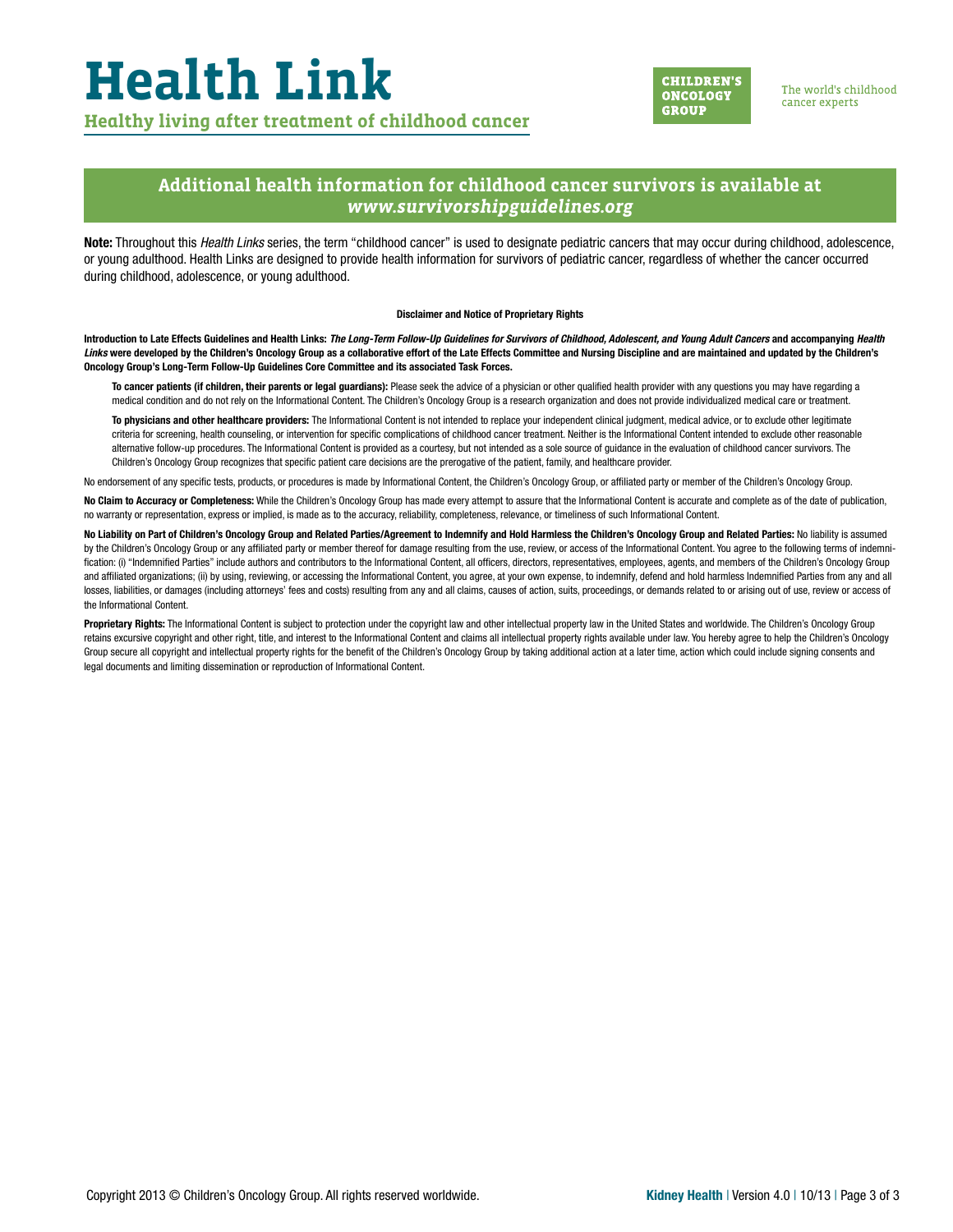# Health Link

## Healthy living after treatment of childhood cancer

CHILDREN'S ONCOLOGY GROUP

The world's childhood cancer experts

## Additional health information for childhood cancer survivors is available at *www.survivorshipguidelines.org*

**Note:** Throughout this *Health Links* series, the term "childhood cancer" is used to designate pediatric cancers that may occur during childhood, adolescence, or young adulthood. Health Links are designed to provide health information for survivors of pediatric cancer, regardless of whether the cancer occurred during childhood, adolescence, or young adulthood.

**Disclaimer and Notice of Proprietary Rights**

**Introduction to Late Effects Guidelines and Health Links:** ***The Long-Term Follow-Up Guidelines for Survivors of Childhood, Adolescent, and Young Adult Cancers*** **and accompanying** ***Health Links*** **were developed by the Children's Oncology Group as a collaborative effort of the Late Effects Committee and Nursing Discipline and are maintained and updated by the Children's Oncology Group's Long-Term Follow-Up Guidelines Core Committee and its associated Task Forces.**

**To cancer patients (if children, their parents or legal guardians):** Please seek the advice of a physician or other qualified health provider with any questions you may have regarding a medical condition and do not rely on the Informational Content. The Children's Oncology Group is a research organization and does not provide individualized medical care or treatment.

**To physicians and other healthcare providers:** The Informational Content is not intended to replace your independent clinical judgment, medical advice, or to exclude other legitimate criteria for screening, health counseling, or intervention for specific complications of childhood cancer treatment. Neither is the Informational Content intended to exclude other reasonable alternative follow-up procedures. The Informational Content is provided as a courtesy, but not intended as a sole source of guidance in the evaluation of childhood cancer survivors. The Children's Oncology Group recognizes that specific patient care decisions are the prerogative of the patient, family, and healthcare provider.

No endorsement of any specific tests, products, or procedures is made by Informational Content, the Children's Oncology Group, or affiliated party or member of the Children's Oncology Group.

**No Claim to Accuracy or Completeness:** While the Children's Oncology Group has made every attempt to assure that the Informational Content is accurate and complete as of the date of publication, no warranty or representation, express or implied, is made as to the accuracy, reliability, completeness, relevance, or timeliness of such Informational Content.

**No Liability on Part of Children's Oncology Group and Related Parties/Agreement to Indemnify and Hold Harmless the Children's Oncology Group and Related Parties:** No liability is assumed by the Children's Oncology Group or any affiliated party or member thereof for damage resulting from the use, review, or access of the Informational Content. You agree to the following terms of indemnification: (i) "Indemnified Parties" include authors and contributors to the Informational Content, all officers, directors, representatives, employees, agents, and members of the Children's Oncology Group and affiliated organizations; (ii) by using, reviewing, or accessing the Informational Content, you agree, at your own expense, to indemnify, defend and hold harmless Indemnified Parties from any and all losses, liabilities, or damages (including attorneys' fees and costs) resulting from any and all claims, causes of action, suits, proceedings, or demands related to or arising out of use, review or access of the Informational Content.

**Proprietary Rights:** The Informational Content is subject to protection under the copyright law and other intellectual property law in the United States and worldwide. The Children's Oncology Group retains excursive copyright and other right, title, and interest to the Informational Content and claims all intellectual property rights available under law. You hereby agree to help the Children's Oncology Group secure all copyright and intellectual property rights for the benefit of the Children's Oncology Group by taking additional action at a later time, action which could include signing consents and legal documents and limiting dissemination or reproduction of Informational Content.

Copyright 2013 © Children's Oncology Group. All rights reserved worldwide.